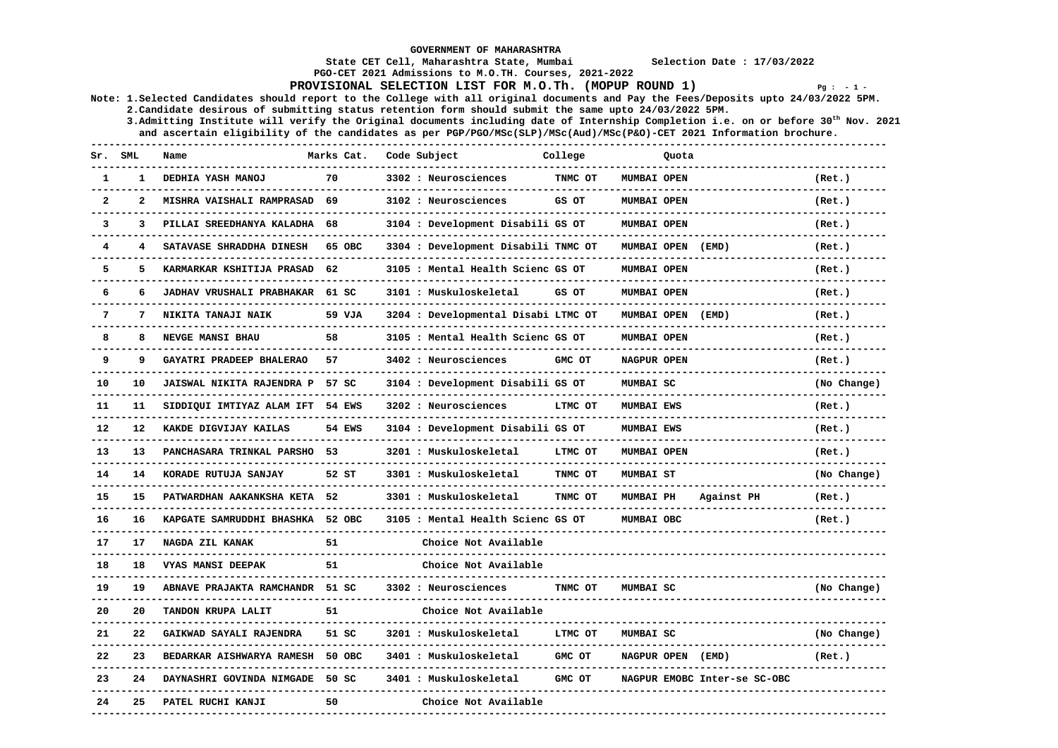# GOVERNMENT OF MAHARASHTRA

**State CET Cell, Maharashtra State, Mumbai** — **Selection Date : 17/03/2022**

**PGO-CET 2021 Admissions to M.O.TH. Courses, 2021-2022**

## PROVISIONAL SELECTION LIST FOR M.O.Th. (MOPUP ROUND 1)

**Note:** 1. Selected Candidates should report to the College with all original documents and Pay the Fees/Deposits upto 24/03/2022 5PM.
2. Candidate desirous of submitting status retention form should submit the same upto 24/03/2022 5PM.
3. Admitting Institute will verify the Original documents including date of Internship Completion i.e. on or before 30th Nov. 2021 and ascertain eligibility of the candidates as per PGP/PGO/MSc(SLP)/MSc(Aud)/MSc(P&O)-CET 2021 Information brochure.

| Sr. | SML | Name | Marks | Cat. | Code Subject | College | Quota | | |
|---|---|---|---|---|---|---|---|---|---|
| 1 | 1 | DEDHIA YASH MANOJ | 70 | | 3302 : Neurosciences | TNMC OT | MUMBAI OPEN | | (Ret.) |
| 2 | 2 | MISHRA VAISHALI RAMPRASAD | 69 | | 3102 : Neurosciences | GS OT | MUMBAI OPEN | | (Ret.) |
| 3 | 3 | PILLAI SREEDHANYA KALADHA | 68 | | 3104 : Development Disabili | GS OT | MUMBAI OPEN | | (Ret.) |
| 4 | 4 | SATAVASE SHRADDHA DINESH | 65 | OBC | 3304 : Development Disabili | TNMC OT | MUMBAI OPEN (EMD) | | (Ret.) |
| 5 | 5 | KARMARKAR KSHITIJA PRASAD | 62 | | 3105 : Mental Health Scienc | GS OT | MUMBAI OPEN | | (Ret.) |
| 6 | 6 | JADHAV VRUSHALI PRABHAKAR | 61 | SC | 3101 : Muskuloskeletal | GS OT | MUMBAI OPEN | | (Ret.) |
| 7 | 7 | NIKITA TANAJI NAIK | 59 | VJA | 3204 : Developmental Disabi | LTMC OT | MUMBAI OPEN (EMD) | | (Ret.) |
| 8 | 8 | NEVGE MANSI BHAU | 58 | | 3105 : Mental Health Scienc | GS OT | MUMBAI OPEN | | (Ret.) |
| 9 | 9 | GAYATRI PRADEEP BHALERAO | 57 | | 3402 : Neurosciences | GMC OT | NAGPUR OPEN | | (Ret.) |
| 10 | 10 | JAISWAL NIKITA RAJENDRA P | 57 | SC | 3104 : Development Disabili | GS OT | MUMBAI SC | | (No Change) |
| 11 | 11 | SIDDIQUI IMTIYAZ ALAM IFT | 54 | EWS | 3202 : Neurosciences | LTMC OT | MUMBAI EWS | | (Ret.) |
| 12 | 12 | KAKDE DIGVIJAY KAILAS | 54 | EWS | 3104 : Development Disabili | GS OT | MUMBAI EWS | | (Ret.) |
| 13 | 13 | PANCHASARA TRINKAL PARSHO | 53 | | 3201 : Muskuloskeletal | LTMC OT | MUMBAI OPEN | | (Ret.) |
| 14 | 14 | KORADE RUTUJA SANJAY | 52 | ST | 3301 : Muskuloskeletal | TNMC OT | MUMBAI ST | | (No Change) |
| 15 | 15 | PATWARDHAN AAKANKSHA KETA | 52 | | 3301 : Muskuloskeletal | TNMC OT | MUMBAI PH | Against PH | (Ret.) |
| 16 | 16 | KAPGATE SAMRUDDHI BHASHKA | 52 | OBC | 3105 : Mental Health Scienc | GS OT | MUMBAI OBC | | (Ret.) |
| 17 | 17 | NAGDA ZIL KANAK | 51 | | Choice Not Available | | | | |
| 18 | 18 | VYAS MANSI DEEPAK | 51 | | Choice Not Available | | | | |
| 19 | 19 | ABNAVE PRAJAKTA RAMCHANDR | 51 | SC | 3302 : Neurosciences | TNMC OT | MUMBAI SC | | (No Change) |
| 20 | 20 | TANDON KRUPA LALIT | 51 | | Choice Not Available | | | | |
| 21 | 22 | GAIKWAD SAYALI RAJENDRA | 51 | SC | 3201 : Muskuloskeletal | LTMC OT | MUMBAI SC | | (No Change) |
| 22 | 23 | BEDARKAR AISHWARYA RAMESH | 50 | OBC | 3401 : Muskuloskeletal | GMC OT | NAGPUR OPEN (EMD) | | (Ret.) |
| 23 | 24 | DAYNASHRI GOVINDA NIMGADE | 50 | SC | 3401 : Muskuloskeletal | GMC OT | NAGPUR EMOBC | Inter-se SC-OBC | |
| 24 | 25 | PATEL RUCHI KANJI | 50 | | Choice Not Available | | | | |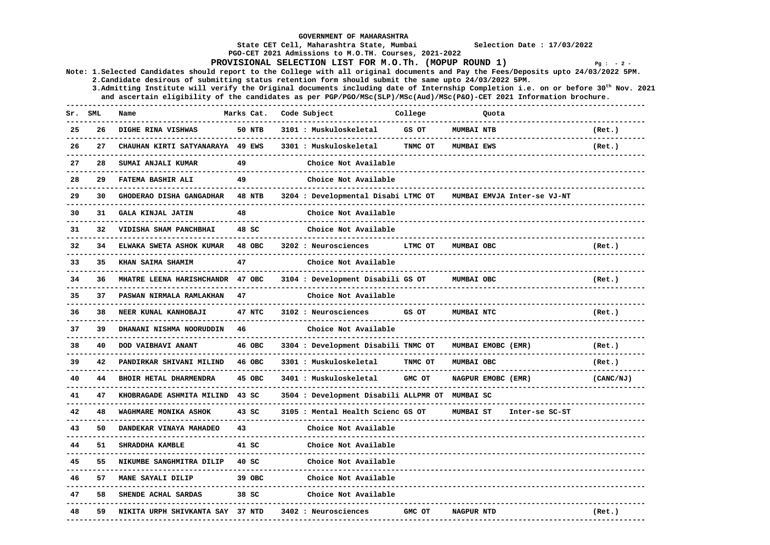GOVERNMENT OF MAHARASHTRA

State CET Cell, Maharashtra State, Mumbai    Selection Date : 17/03/2022

PGO-CET 2021 Admissions to M.O.TH. Courses, 2021-2022

## PROVISIONAL SELECTION LIST FOR M.O.Th. (MOPUP ROUND 1)

Note: 1.Selected Candidates should report to the College with all original documents and Pay the Fees/Deposits upto 24/03/2022 5PM.
2.Candidate desirous of submitting status retention form should submit the same upto 24/03/2022 5PM.
3.Admitting Institute will verify the Original documents including date of Internship Completion i.e. on or before 30th Nov. 2021 and ascertain eligibility of the candidates as per PGP/PGO/MSc(SLP)/MSc(Aud)/MSc(P&O)-CET 2021 Information brochure.

| Sr. | SML | Name | Marks | Cat. | Code Subject | College | Quota | |
|---|---|---|---|---|---|---|---|---|
| 25 | 26 | DIGHE RINA VISHWAS | 50 | NTB | 3101 : Muskuloskeletal | GS OT | MUMBAI NTB | (Ret.) |
| 26 | 27 | CHAUHAN KIRTI SATYANARAYA | 49 | EWS | 3301 : Muskuloskeletal | TNMC OT | MUMBAI EWS | (Ret.) |
| 27 | 28 | SUMAI ANJALI KUMAR | 49 | | Choice Not Available | | | |
| 28 | 29 | FATEMA BASHIR ALI | 49 | | Choice Not Available | | | |
| 29 | 30 | GHODERAO DISHA GANGADHAR | 48 | NTB | 3204 : Developmental Disabi | LTMC OT | MUMBAI EMVJA Inter-se VJ-NT | |
| 30 | 31 | GALA KINJAL JATIN | 48 | | Choice Not Available | | | |
| 31 | 32 | VIDISHA SHAM PANCHBHAI | 48 | SC | Choice Not Available | | | |
| 32 | 34 | ELWAKA SWETA ASHOK KUMAR | 48 | OBC | 3202 : Neurosciences | LTMC OT | MUMBAI OBC | (Ret.) |
| 33 | 35 | KHAN SAIMA SHAMIM | 47 | | Choice Not Available | | | |
| 34 | 36 | MHATRE LEENA HARISHCHANDR | 47 | OBC | 3104 : Development Disabili | GS OT | MUMBAI OBC | (Ret.) |
| 35 | 37 | PASWAN NIRMALA RAMLAKHAN | 47 | | Choice Not Available | | | |
| 36 | 38 | NEER KUNAL KANHOBAJI | 47 | NTC | 3102 : Neurosciences | GS OT | MUMBAI NTC | (Ret.) |
| 37 | 39 | DHANANI NISHMA NOORUDDIN | 46 | | Choice Not Available | | | |
| 38 | 40 | DOD VAIBHAVI ANANT | 46 | OBC | 3304 : Development Disabili | TNMC OT | MUMBAI EMOBC (EMR) | (Ret.) |
| 39 | 42 | PANDIRKAR SHIVANI MILIND | 46 | OBC | 3301 : Muskuloskeletal | TNMC OT | MUMBAI OBC | (Ret.) |
| 40 | 44 | BHOIR HETAL DHARMENDRA | 45 | OBC | 3401 : Muskuloskeletal | GMC OT | NAGPUR EMOBC (EMR) | (CANC/NJ) |
| 41 | 47 | KHOBRAGADE ASHMITA MILIND | 43 | SC | 3504 : Development Disabili | ALLPMR OT | MUMBAI SC | |
| 42 | 48 | WAGHMARE MONIKA ASHOK | 43 | SC | 3105 : Mental Health Scienc | GS OT | MUMBAI ST Inter-se SC-ST | |
| 43 | 50 | DANDEKAR VINAYA MAHADEO | 43 | | Choice Not Available | | | |
| 44 | 51 | SHRADDHA KAMBLE | 41 | SC | Choice Not Available | | | |
| 45 | 55 | NIKUMBE SANGHMITRA DILIP | 40 | SC | Choice Not Available | | | |
| 46 | 57 | MANE SAYALI DILIP | 39 | OBC | Choice Not Available | | | |
| 47 | 58 | SHENDE ACHAL SARDAS | 38 | SC | Choice Not Available | | | |
| 48 | 59 | NIKITA URPH SHIVKANTA SAY | 37 | NTD | 3402 : Neurosciences | GMC OT | NAGPUR NTD | (Ret.) |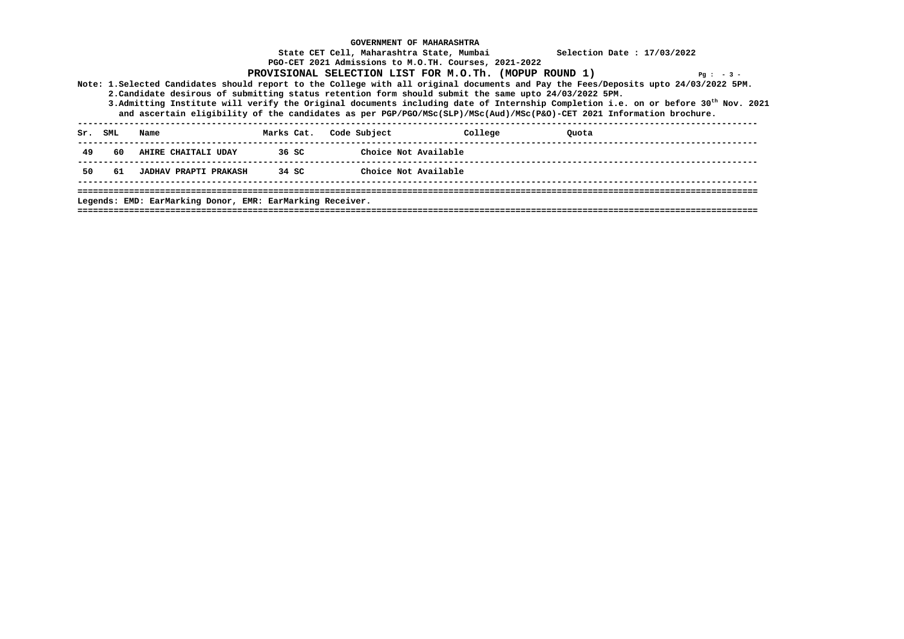GOVERNMENT OF MAHARASHTRA

State CET Cell, Maharashtra State, Mumbai Selection Date : 17/03/2022

PGO-CET 2021 Admissions to M.O.TH. Courses, 2021-2022

**PROVISIONAL SELECTION LIST FOR M.O.Th. (MOPUP ROUND 1)**

Note: 1.Selected Candidates should report to the College with all original documents and Pay the Fees/Deposits upto 24/03/2022 5PM.
2.Candidate desirous of submitting status retention form should submit the same upto 24/03/2022 5PM.
3.Admitting Institute will verify the Original documents including date of Internship Completion i.e. on or before 30th Nov. 2021 and ascertain eligibility of the candidates as per PGP/PGO/MSc(SLP)/MSc(Aud)/MSc(P&O)-CET 2021 Information brochure.

| Sr. | SML | Name | Marks | Cat. | Code Subject | College | Quota |
|---|---|---|---|---|---|---|---|
| 49 | 60 | AHIRE CHAITALI UDAY | 36 | SC | Choice Not Available | | |
| 50 | 61 | JADHAV PRAPTI PRAKASH | 34 | SC | Choice Not Available | | |

Legends: EMD: EarMarking Donor, EMR: EarMarking Receiver.